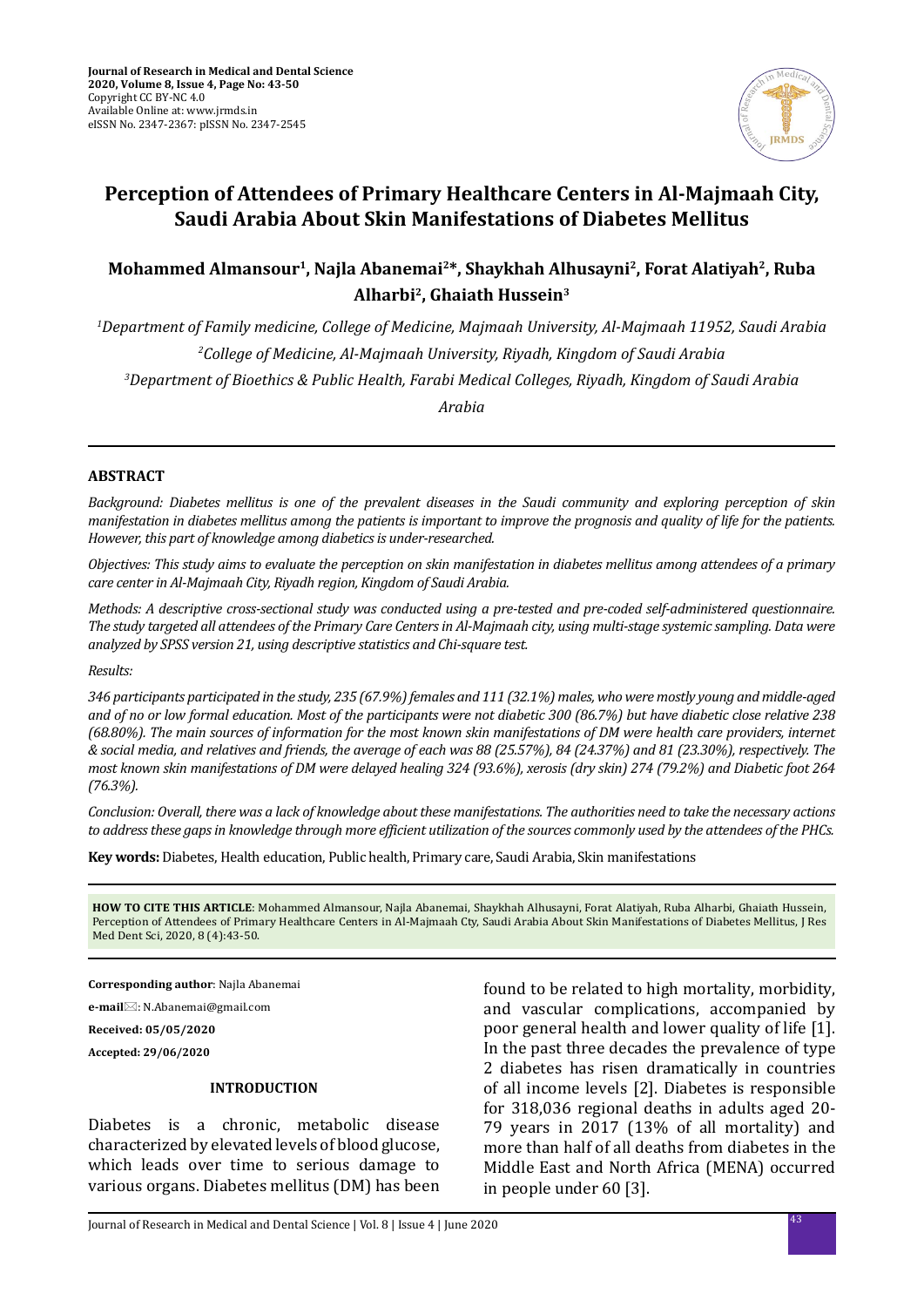# Perception of Attendees of Primary Healthcare Centers in Al-Majmaah City, Saudi Arabia About Skin Manifestations of Diabetes Mellitus

**Mohammed Almansour[1], Najla Abanemai[2]*, Shaykhah Alhusayni[2], Forat Alatiyah[2], Ruba Alharbi[2], Ghaiath Hussein[3]**

*[1]Department of Family medicine, College of Medicine, Majmaah University, Al-Majmaah 11952, Saudi Arabia*

*[2]College of Medicine, Al-Majmaah University, Riyadh, Kingdom of Saudi Arabia*

*[3]Department of Bioethics & Public Health, Farabi Medical Colleges, Riyadh, Kingdom of Saudi Arabia Arabia*

## ABSTRACT

*Background: Diabetes mellitus is one of the prevalent diseases in the Saudi community and exploring perception of skin manifestation in diabetes mellitus among the patients is important to improve the prognosis and quality of life for the patients. However, this part of knowledge among diabetics is under-researched.*

*Objectives: This study aims to evaluate the perception on skin manifestation in diabetes mellitus among attendees of a primary care center in Al-Majmaah City, Riyadh region, Kingdom of Saudi Arabia.*

*Methods: A descriptive cross-sectional study was conducted using a pre-tested and pre-coded self-administered questionnaire. The study targeted all attendees of the Primary Care Centers in Al-Majmaah city, using multi-stage systemic sampling. Data were analyzed by SPSS version 21, using descriptive statistics and Chi-square test.*

*Results:*

*346 participants participated in the study, 235 (67.9%) females and 111 (32.1%) males, who were mostly young and middle-aged and of no or low formal education. Most of the participants were not diabetic 300 (86.7%) but have diabetic close relative 238 (68.80%). The main sources of information for the most known skin manifestations of DM were health care providers, internet & social media, and relatives and friends, the average of each was 88 (25.57%), 84 (24.37%) and 81 (23.30%), respectively. The most known skin manifestations of DM were delayed healing 324 (93.6%), xerosis (dry skin) 274 (79.2%) and Diabetic foot 264 (76.3%).*

*Conclusion: Overall, there was a lack of knowledge about these manifestations. The authorities need to take the necessary actions to address these gaps in knowledge through more efficient utilization of the sources commonly used by the attendees of the PHCs.*

**Key words:** Diabetes, Health education, Public health, Primary care, Saudi Arabia, Skin manifestations

**HOW TO CITE THIS ARTICLE**: Mohammed Almansour, Najla Abanemai, Shaykhah Alhusayni, Forat Alatiyah, Ruba Alharbi, Ghaiath Hussein, Perception of Attendees of Primary Healthcare Centers in Al-Majmaah Cty, Saudi Arabia About Skin Manifestations of Diabetes Mellitus, J Res Med Dent Sci, 2020, 8 (4):43-50.

**Corresponding author**: Najla Abanemai

**e-mail**: N.Abanemai@gmail.com

**Received: 05/05/2020**

**Accepted: 29/06/2020**

## INTRODUCTION

Diabetes is a chronic, metabolic disease characterized by elevated levels of blood glucose, which leads over time to serious damage to various organs. Diabetes mellitus (DM) has been found to be related to high mortality, morbidity, and vascular complications, accompanied by poor general health and lower quality of life [1]. In the past three decades the prevalence of type 2 diabetes has risen dramatically in countries of all income levels [2]. Diabetes is responsible for 318,036 regional deaths in adults aged 20-79 years in 2017 (13% of all mortality) and more than half of all deaths from diabetes in the Middle East and North Africa (MENA) occurred in people under 60 [3].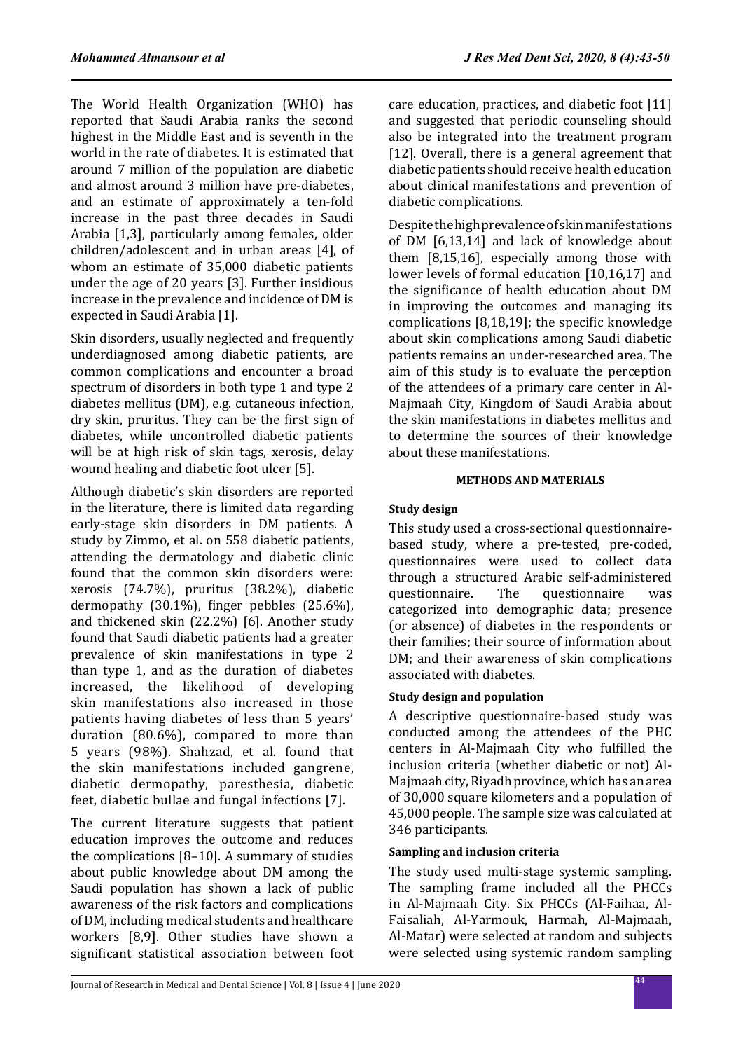The World Health Organization (WHO) has reported that Saudi Arabia ranks the second highest in the Middle East and is seventh in the world in the rate of diabetes. It is estimated that around 7 million of the population are diabetic and almost around 3 million have pre-diabetes, and an estimate of approximately a ten-fold increase in the past three decades in Saudi Arabia [1,3], particularly among females, older children/adolescent and in urban areas [4], of whom an estimate of 35,000 diabetic patients under the age of 20 years [3]. Further insidious increase in the prevalence and incidence of DM is expected in Saudi Arabia [1].

Skin disorders, usually neglected and frequently underdiagnosed among diabetic patients, are common complications and encounter a broad spectrum of disorders in both type 1 and type 2 diabetes mellitus (DM), e.g. cutaneous infection, dry skin, pruritus. They can be the first sign of diabetes, while uncontrolled diabetic patients will be at high risk of skin tags, xerosis, delay wound healing and diabetic foot ulcer [5].

Although diabetic's skin disorders are reported in the literature, there is limited data regarding early-stage skin disorders in DM patients. A study by Zimmo, et al. on 558 diabetic patients, attending the dermatology and diabetic clinic found that the common skin disorders were: xerosis (74.7%), pruritus (38.2%), diabetic dermopathy (30.1%), finger pebbles (25.6%), and thickened skin (22.2%) [6]. Another study found that Saudi diabetic patients had a greater prevalence of skin manifestations in type 2 than type 1, and as the duration of diabetes increased, the likelihood of developing skin manifestations also increased in those patients having diabetes of less than 5 years' duration (80.6%), compared to more than 5 years (98%). Shahzad, et al. found that the skin manifestations included gangrene, diabetic dermopathy, paresthesia, diabetic feet, diabetic bullae and fungal infections [7].

The current literature suggests that patient education improves the outcome and reduces the complications [8–10]. A summary of studies about public knowledge about DM among the Saudi population has shown a lack of public awareness of the risk factors and complications of DM, including medical students and healthcare workers [8,9]. Other studies have shown a significant statistical association between foot care education, practices, and diabetic foot [11] and suggested that periodic counseling should also be integrated into the treatment program [12]. Overall, there is a general agreement that diabetic patients should receive health education about clinical manifestations and prevention of diabetic complications.

Despite the high prevalence of skin manifestations of DM [6,13,14] and lack of knowledge about them [8,15,16], especially among those with lower levels of formal education [10,16,17] and the significance of health education about DM in improving the outcomes and managing its complications [8,18,19]; the specific knowledge about skin complications among Saudi diabetic patients remains an under-researched area. The aim of this study is to evaluate the perception of the attendees of a primary care center in Al-Majmaah City, Kingdom of Saudi Arabia about the skin manifestations in diabetes mellitus and to determine the sources of their knowledge about these manifestations.

## METHODS AND MATERIALS

### Study design

This study used a cross-sectional questionnaire-based study, where a pre-tested, pre-coded, questionnaires were used to collect data through a structured Arabic self-administered questionnaire. The questionnaire was categorized into demographic data; presence (or absence) of diabetes in the respondents or their families; their source of information about DM; and their awareness of skin complications associated with diabetes.

### Study design and population

A descriptive questionnaire-based study was conducted among the attendees of the PHC centers in Al-Majmaah City who fulfilled the inclusion criteria (whether diabetic or not) Al-Majmaah city, Riyadh province, which has an area of 30,000 square kilometers and a population of 45,000 people. The sample size was calculated at 346 participants.

### Sampling and inclusion criteria

The study used multi-stage systemic sampling. The sampling frame included all the PHCCs in Al-Majmaah City. Six PHCCs (Al-Faihaa, Al-Faisaliah, Al-Yarmouk, Harmah, Al-Majmaah, Al-Matar) were selected at random and subjects were selected using systemic random sampling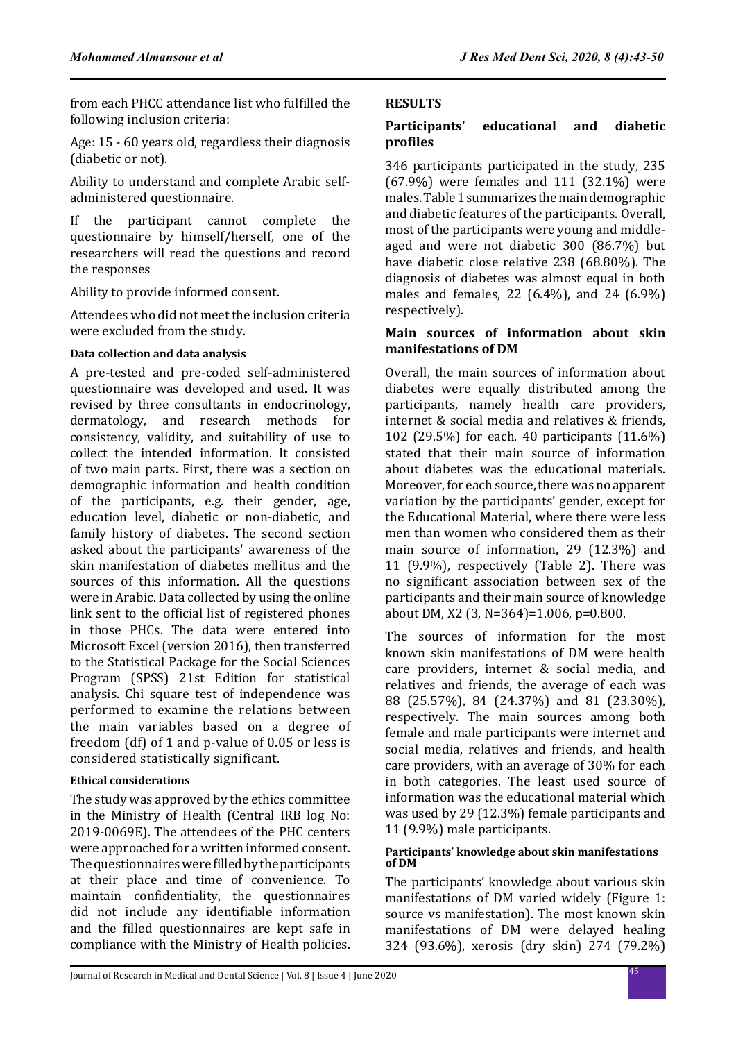from each PHCC attendance list who fulfilled the following inclusion criteria:

Age: 15 - 60 years old, regardless their diagnosis (diabetic or not).

Ability to understand and complete Arabic self-administered questionnaire.

If the participant cannot complete the questionnaire by himself/herself, one of the researchers will read the questions and record the responses

Ability to provide informed consent.

Attendees who did not meet the inclusion criteria were excluded from the study.

#### Data collection and data analysis

A pre-tested and pre-coded self-administered questionnaire was developed and used. It was revised by three consultants in endocrinology, dermatology, and research methods for consistency, validity, and suitability of use to collect the intended information. It consisted of two main parts. First, there was a section on demographic information and health condition of the participants, e.g. their gender, age, education level, diabetic or non-diabetic, and family history of diabetes. The second section asked about the participants' awareness of the skin manifestation of diabetes mellitus and the sources of this information. All the questions were in Arabic. Data collected by using the online link sent to the official list of registered phones in those PHCs. The data were entered into Microsoft Excel (version 2016), then transferred to the Statistical Package for the Social Sciences Program (SPSS) 21st Edition for statistical analysis. Chi square test of independence was performed to examine the relations between the main variables based on a degree of freedom (df) of 1 and p-value of 0.05 or less is considered statistically significant.

#### Ethical considerations

The study was approved by the ethics committee in the Ministry of Health (Central IRB log No: 2019-0069E). The attendees of the PHC centers were approached for a written informed consent. The questionnaires were filled by the participants at their place and time of convenience. To maintain confidentiality, the questionnaires did not include any identifiable information and the filled questionnaires are kept safe in compliance with the Ministry of Health policies.

## RESULTS

### Participants' educational and diabetic profiles

346 participants participated in the study, 235 (67.9%) were females and 111 (32.1%) were males. Table 1 summarizes the main demographic and diabetic features of the participants. Overall, most of the participants were young and middle-aged and were not diabetic 300 (86.7%) but have diabetic close relative 238 (68.80%). The diagnosis of diabetes was almost equal in both males and females, 22 (6.4%), and 24 (6.9%) respectively).

### Main sources of information about skin manifestations of DM

Overall, the main sources of information about diabetes were equally distributed among the participants, namely health care providers, internet & social media and relatives & friends, 102 (29.5%) for each. 40 participants (11.6%) stated that their main source of information about diabetes was the educational materials. Moreover, for each source, there was no apparent variation by the participants' gender, except for the Educational Material, where there were less men than women who considered them as their main source of information, 29 (12.3%) and 11 (9.9%), respectively (Table 2). There was no significant association between sex of the participants and their main source of knowledge about DM, $X2$ (3, N=364)=1.006, p=0.800.

The sources of information for the most known skin manifestations of DM were health care providers, internet & social media, and relatives and friends, the average of each was 88 (25.57%), 84 (24.37%) and 81 (23.30%), respectively. The main sources among both female and male participants were internet and social media, relatives and friends, and health care providers, with an average of 30% for each in both categories. The least used source of information was the educational material which was used by 29 (12.3%) female participants and 11 (9.9%) male participants.

#### Participants' knowledge about skin manifestations of DM

The participants' knowledge about various skin manifestations of DM varied widely (Figure 1: source vs manifestation). The most known skin manifestations of DM were delayed healing 324 (93.6%), xerosis (dry skin) 274 (79.2%)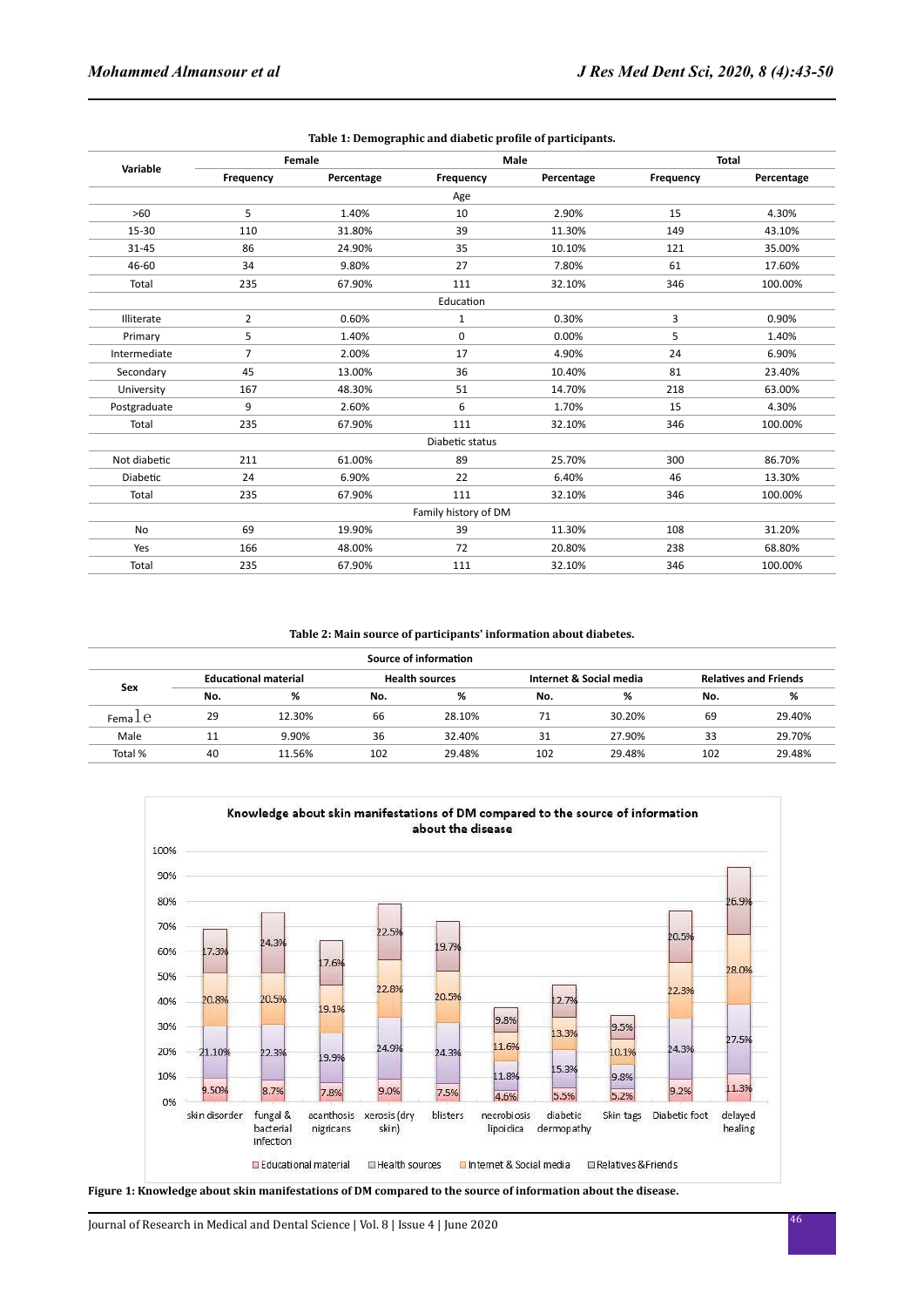**Table 1: Demographic and diabetic profile of participants.**

| Variable | Female | | Male | | Total | |
|---|---|---|---|---|---|---|
| | Frequency | Percentage | Frequency | Percentage | Frequency | Percentage |
| **Age** | | | | | | |
| >60 | 5 | 1.40% | 10 | 2.90% | 15 | 4.30% |
| 15-30 | 110 | 31.80% | 39 | 11.30% | 149 | 43.10% |
| 31-45 | 86 | 24.90% | 35 | 10.10% | 121 | 35.00% |
| 46-60 | 34 | 9.80% | 27 | 7.80% | 61 | 17.60% |
| Total | 235 | 67.90% | 111 | 32.10% | 346 | 100.00% |
| **Education** | | | | | | |
| Illiterate | 2 | 0.60% | 1 | 0.30% | 3 | 0.90% |
| Primary | 5 | 1.40% | 0 | 0.00% | 5 | 1.40% |
| Intermediate | 7 | 2.00% | 17 | 4.90% | 24 | 6.90% |
| Secondary | 45 | 13.00% | 36 | 10.40% | 81 | 23.40% |
| University | 167 | 48.30% | 51 | 14.70% | 218 | 63.00% |
| Postgraduate | 9 | 2.60% | 6 | 1.70% | 15 | 4.30% |
| Total | 235 | 67.90% | 111 | 32.10% | 346 | 100.00% |
| **Diabetic status** | | | | | | |
| Not diabetic | 211 | 61.00% | 89 | 25.70% | 300 | 86.70% |
| Diabetic | 24 | 6.90% | 22 | 6.40% | 46 | 13.30% |
| Total | 235 | 67.90% | 111 | 32.10% | 346 | 100.00% |
| **Family history of DM** | | | | | | |
| No | 69 | 19.90% | 39 | 11.30% | 108 | 31.20% |
| Yes | 166 | 48.00% | 72 | 20.80% | 238 | 68.80% |
| Total | 235 | 67.90% | 111 | 32.10% | 346 | 100.00% |

**Table 2: Main source of participants' information about diabetes.**

| Sex | Source of information | | | | | | | |
|---|---|---|---|---|---|---|---|---|
| | Educational material | | Health sources | | Internet & Social media | | Relatives and Friends | |
| | No. | % | No. | % | No. | % | No. | % |
| Female | 29 | 12.30% | 66 | 28.10% | 71 | 30.20% | 69 | 29.40% |
| Male | 11 | 9.90% | 36 | 32.40% | 31 | 27.90% | 33 | 29.70% |
| Total % | 40 | 11.56% | 102 | 29.48% | 102 | 29.48% | 102 | 29.48% |

**Figure 1: Knowledge about skin manifestations of DM compared to the source of information about the disease.**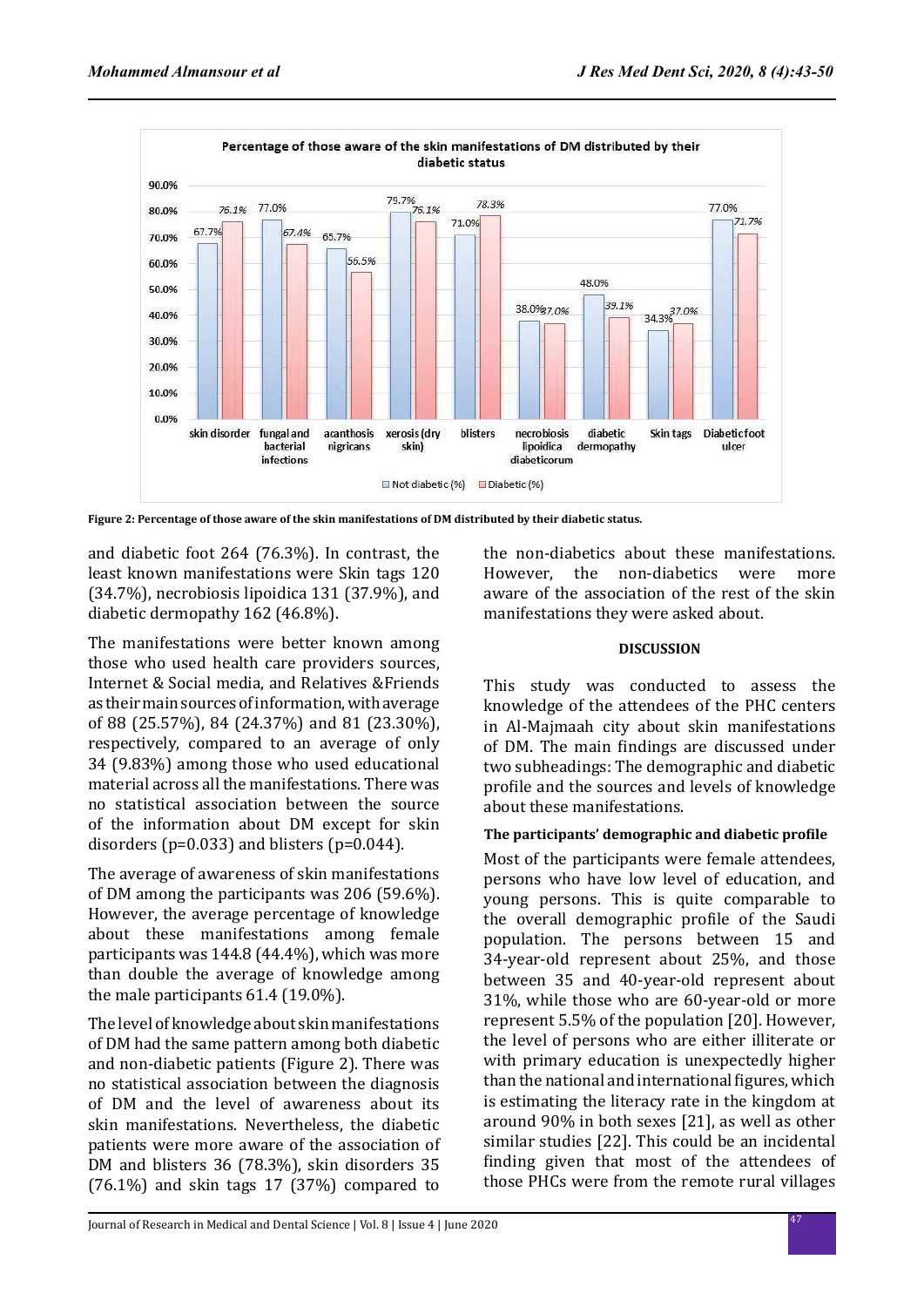Figure 2: Percentage of those aware of the skin manifestations of DM distributed by their diabetic status.

and diabetic foot 264 (76.3%). In contrast, the least known manifestations were Skin tags 120 (34.7%), necrobiosis lipoidica 131 (37.9%), and diabetic dermopathy 162 (46.8%).

The manifestations were better known among those who used health care providers sources, Internet & Social media, and Relatives &Friends as their main sources of information, with average of 88 (25.57%), 84 (24.37%) and 81 (23.30%), respectively, compared to an average of only 34 (9.83%) among those who used educational material across all the manifestations. There was no statistical association between the source of the information about DM except for skin disorders (p=0.033) and blisters (p=0.044).

The average of awareness of skin manifestations of DM among the participants was 206 (59.6%). However, the average percentage of knowledge about these manifestations among female participants was 144.8 (44.4%), which was more than double the average of knowledge among the male participants 61.4 (19.0%).

The level of knowledge about skin manifestations of DM had the same pattern among both diabetic and non-diabetic patients (Figure 2). There was no statistical association between the diagnosis of DM and the level of awareness about its skin manifestations. Nevertheless, the diabetic patients were more aware of the association of DM and blisters 36 (78.3%), skin disorders 35 (76.1%) and skin tags 17 (37%) compared to the non-diabetics about these manifestations. However, the non-diabetics were more aware of the association of the rest of the skin manifestations they were asked about.

## DISCUSSION

This study was conducted to assess the knowledge of the attendees of the PHC centers in Al-Majmaah city about skin manifestations of DM. The main findings are discussed under two subheadings: The demographic and diabetic profile and the sources and levels of knowledge about these manifestations.

### The participants' demographic and diabetic profile

Most of the participants were female attendees, persons who have low level of education, and young persons. This is quite comparable to the overall demographic profile of the Saudi population. The persons between 15 and 34-year-old represent about 25%, and those between 35 and 40-year-old represent about 31%, while those who are 60-year-old or more represent 5.5% of the population [20]. However, the level of persons who are either illiterate or with primary education is unexpectedly higher than the national and international figures, which is estimating the literacy rate in the kingdom at around 90% in both sexes [21], as well as other similar studies [22]. This could be an incidental finding given that most of the attendees of those PHCs were from the remote rural villages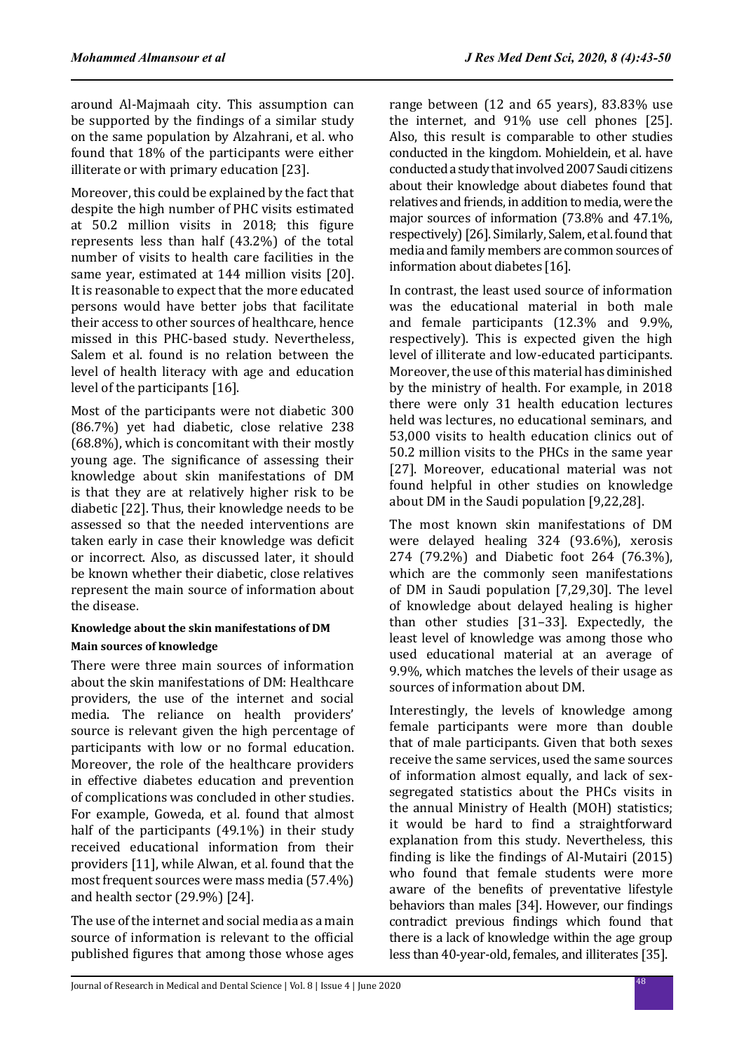around Al-Majmaah city. This assumption can be supported by the findings of a similar study on the same population by Alzahrani, et al. who found that 18% of the participants were either illiterate or with primary education [23].

Moreover, this could be explained by the fact that despite the high number of PHC visits estimated at 50.2 million visits in 2018; this figure represents less than half (43.2%) of the total number of visits to health care facilities in the same year, estimated at 144 million visits [20]. It is reasonable to expect that the more educated persons would have better jobs that facilitate their access to other sources of healthcare, hence missed in this PHC-based study. Nevertheless, Salem et al. found is no relation between the level of health literacy with age and education level of the participants [16].

Most of the participants were not diabetic 300 (86.7%) yet had diabetic, close relative 238 (68.8%), which is concomitant with their mostly young age. The significance of assessing their knowledge about skin manifestations of DM is that they are at relatively higher risk to be diabetic [22]. Thus, their knowledge needs to be assessed so that the needed interventions are taken early in case their knowledge was deficit or incorrect. Also, as discussed later, it should be known whether their diabetic, close relatives represent the main source of information about the disease.

#### Knowledge about the skin manifestations of DM

#### Main sources of knowledge

There were three main sources of information about the skin manifestations of DM: Healthcare providers, the use of the internet and social media. The reliance on health providers' source is relevant given the high percentage of participants with low or no formal education. Moreover, the role of the healthcare providers in effective diabetes education and prevention of complications was concluded in other studies. For example, Goweda, et al. found that almost half of the participants (49.1%) in their study received educational information from their providers [11], while Alwan, et al. found that the most frequent sources were mass media (57.4%) and health sector (29.9%) [24].

The use of the internet and social media as a main source of information is relevant to the official published figures that among those whose ages range between (12 and 65 years), 83.83% use the internet, and 91% use cell phones [25]. Also, this result is comparable to other studies conducted in the kingdom. Mohieldein, et al. have conducted a study that involved 2007 Saudi citizens about their knowledge about diabetes found that relatives and friends, in addition to media, were the major sources of information (73.8% and 47.1%, respectively) [26]. Similarly, Salem, et al. found that media and family members are common sources of information about diabetes [16].

In contrast, the least used source of information was the educational material in both male and female participants (12.3% and 9.9%, respectively). This is expected given the high level of illiterate and low-educated participants. Moreover, the use of this material has diminished by the ministry of health. For example, in 2018 there were only 31 health education lectures held was lectures, no educational seminars, and 53,000 visits to health education clinics out of 50.2 million visits to the PHCs in the same year [27]. Moreover, educational material was not found helpful in other studies on knowledge about DM in the Saudi population [9,22,28].

The most known skin manifestations of DM were delayed healing 324 (93.6%), xerosis 274 (79.2%) and Diabetic foot 264 (76.3%), which are the commonly seen manifestations of DM in Saudi population [7,29,30]. The level of knowledge about delayed healing is higher than other studies [31–33]. Expectedly, the least level of knowledge was among those who used educational material at an average of 9.9%, which matches the levels of their usage as sources of information about DM.

Interestingly, the levels of knowledge among female participants were more than double that of male participants. Given that both sexes receive the same services, used the same sources of information almost equally, and lack of sex-segregated statistics about the PHCs visits in the annual Ministry of Health (MOH) statistics; it would be hard to find a straightforward explanation from this study. Nevertheless, this finding is like the findings of Al-Mutairi (2015) who found that female students were more aware of the benefits of preventative lifestyle behaviors than males [34]. However, our findings contradict previous findings which found that there is a lack of knowledge within the age group less than 40-year-old, females, and illiterates [35].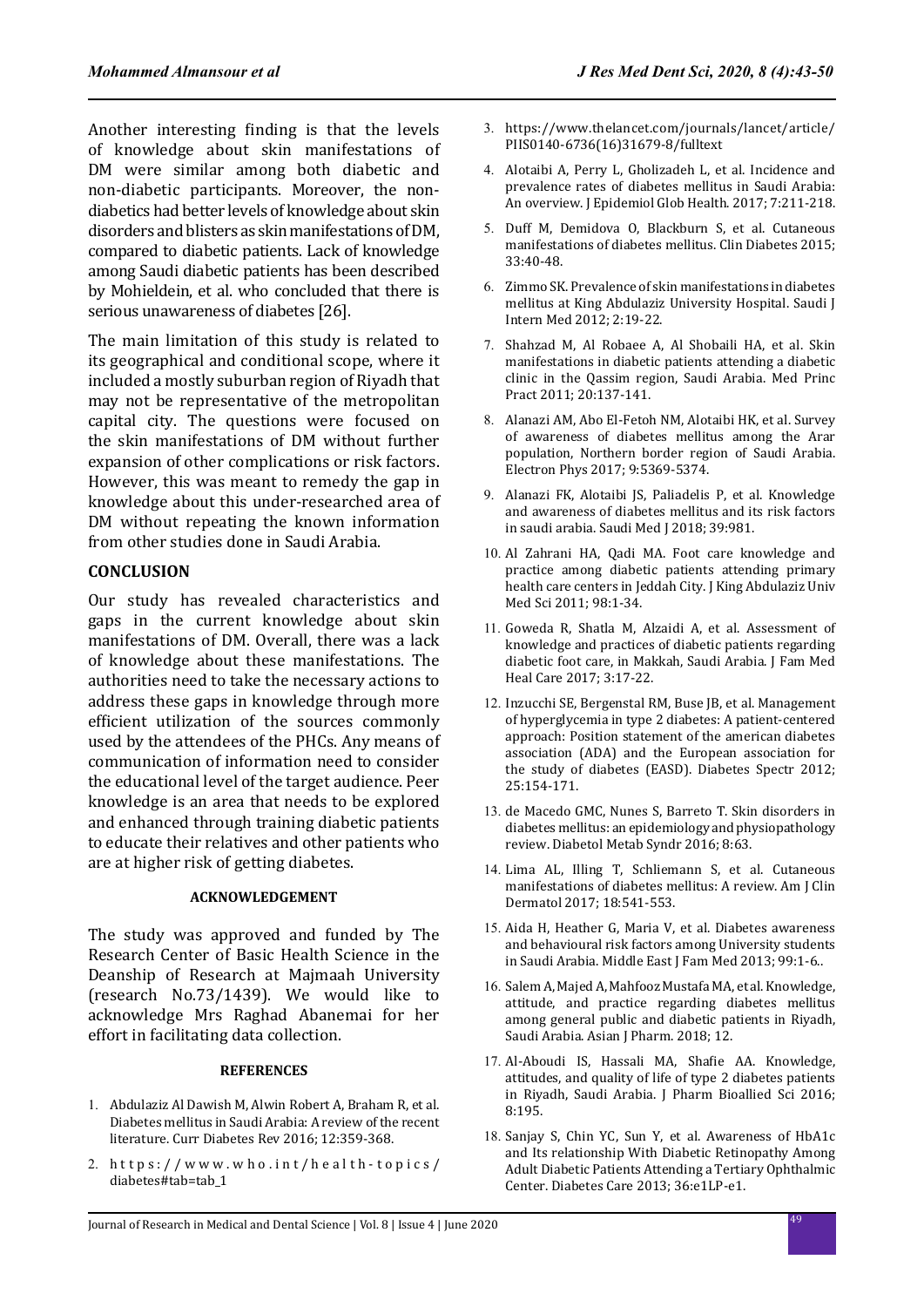Another interesting finding is that the levels of knowledge about skin manifestations of DM were similar among both diabetic and non-diabetic participants. Moreover, the non-diabetics had better levels of knowledge about skin disorders and blisters as skin manifestations of DM, compared to diabetic patients. Lack of knowledge among Saudi diabetic patients has been described by Mohieldein, et al. who concluded that there is serious unawareness of diabetes [26].

The main limitation of this study is related to its geographical and conditional scope, where it included a mostly suburban region of Riyadh that may not be representative of the metropolitan capital city. The questions were focused on the skin manifestations of DM without further expansion of other complications or risk factors. However, this was meant to remedy the gap in knowledge about this under-researched area of DM without repeating the known information from other studies done in Saudi Arabia.

## CONCLUSION

Our study has revealed characteristics and gaps in the current knowledge about skin manifestations of DM. Overall, there was a lack of knowledge about these manifestations. The authorities need to take the necessary actions to address these gaps in knowledge through more efficient utilization of the sources commonly used by the attendees of the PHCs. Any means of communication of information need to consider the educational level of the target audience. Peer knowledge is an area that needs to be explored and enhanced through training diabetic patients to educate their relatives and other patients who are at higher risk of getting diabetes.

### ACKNOWLEDGEMENT

The study was approved and funded by The Research Center of Basic Health Science in the Deanship of Research at Majmaah University (research No.73/1439). We would like to acknowledge Mrs Raghad Abanemai for her effort in facilitating data collection.

### REFERENCES

1. Abdulaziz Al Dawish M, Alwin Robert A, Braham R, et al. Diabetes mellitus in Saudi Arabia: A review of the recent literature. Curr Diabetes Rev 2016; 12:359-368.
2. https://www.who.int/health-topics/diabetes#tab=tab_1
3. https://www.thelancet.com/journals/lancet/article/PIIS0140-6736(16)31679-8/fulltext
4. Alotaibi A, Perry L, Gholizadeh L, et al. Incidence and prevalence rates of diabetes mellitus in Saudi Arabia: An overview. J Epidemiol Glob Health. 2017; 7:211-218.
5. Duff M, Demidova O, Blackburn S, et al. Cutaneous manifestations of diabetes mellitus. Clin Diabetes 2015; 33:40-48.
6. Zimmo SK. Prevalence of skin manifestations in diabetes mellitus at King Abdulaziz University Hospital. Saudi J Intern Med 2012; 2:19-22.
7. Shahzad M, Al Robaee A, Al Shobaili HA, et al. Skin manifestations in diabetic patients attending a diabetic clinic in the Qassim region, Saudi Arabia. Med Princ Pract 2011; 20:137-141.
8. Alanazi AM, Abo El-Fetoh NM, Alotaibi HK, et al. Survey of awareness of diabetes mellitus among the Arar population, Northern border region of Saudi Arabia. Electron Phys 2017; 9:5369-5374.
9. Alanazi FK, Alotaibi JS, Paliadelis P, et al. Knowledge and awareness of diabetes mellitus and its risk factors in saudi arabia. Saudi Med J 2018; 39:981.
10. Al Zahrani HA, Qadi MA. Foot care knowledge and practice among diabetic patients attending primary health care centers in Jeddah City. J King Abdulaziz Univ Med Sci 2011; 98:1-34.
11. Goweda R, Shatla M, Alzaidi A, et al. Assessment of knowledge and practices of diabetic patients regarding diabetic foot care, in Makkah, Saudi Arabia. J Fam Med Heal Care 2017; 3:17-22.
12. Inzucchi SE, Bergenstal RM, Buse JB, et al. Management of hyperglycemia in type 2 diabetes: A patient-centered approach: Position statement of the american diabetes association (ADA) and the European association for the study of diabetes (EASD). Diabetes Spectr 2012; 25:154-171.
13. de Macedo GMC, Nunes S, Barreto T. Skin disorders in diabetes mellitus: an epidemiology and physiopathology review. Diabetol Metab Syndr 2016; 8:63.
14. Lima AL, Illing T, Schliemann S, et al. Cutaneous manifestations of diabetes mellitus: A review. Am J Clin Dermatol 2017; 18:541-553.
15. Aida H, Heather G, Maria V, et al. Diabetes awareness and behavioural risk factors among University students in Saudi Arabia. Middle East J Fam Med 2013; 99:1-6..
16. Salem A, Majed A, Mahfooz Mustafa MA, et al. Knowledge, attitude, and practice regarding diabetes mellitus among general public and diabetic patients in Riyadh, Saudi Arabia. Asian J Pharm. 2018; 12.
17. Al-Aboudi IS, Hassali MA, Shafie AA. Knowledge, attitudes, and quality of life of type 2 diabetes patients in Riyadh, Saudi Arabia. J Pharm Bioallied Sci 2016; 8:195.
18. Sanjay S, Chin YC, Sun Y, et al. Awareness of HbA1c and Its relationship With Diabetic Retinopathy Among Adult Diabetic Patients Attending a Tertiary Ophthalmic Center. Diabetes Care 2013; 36:e1LP-e1.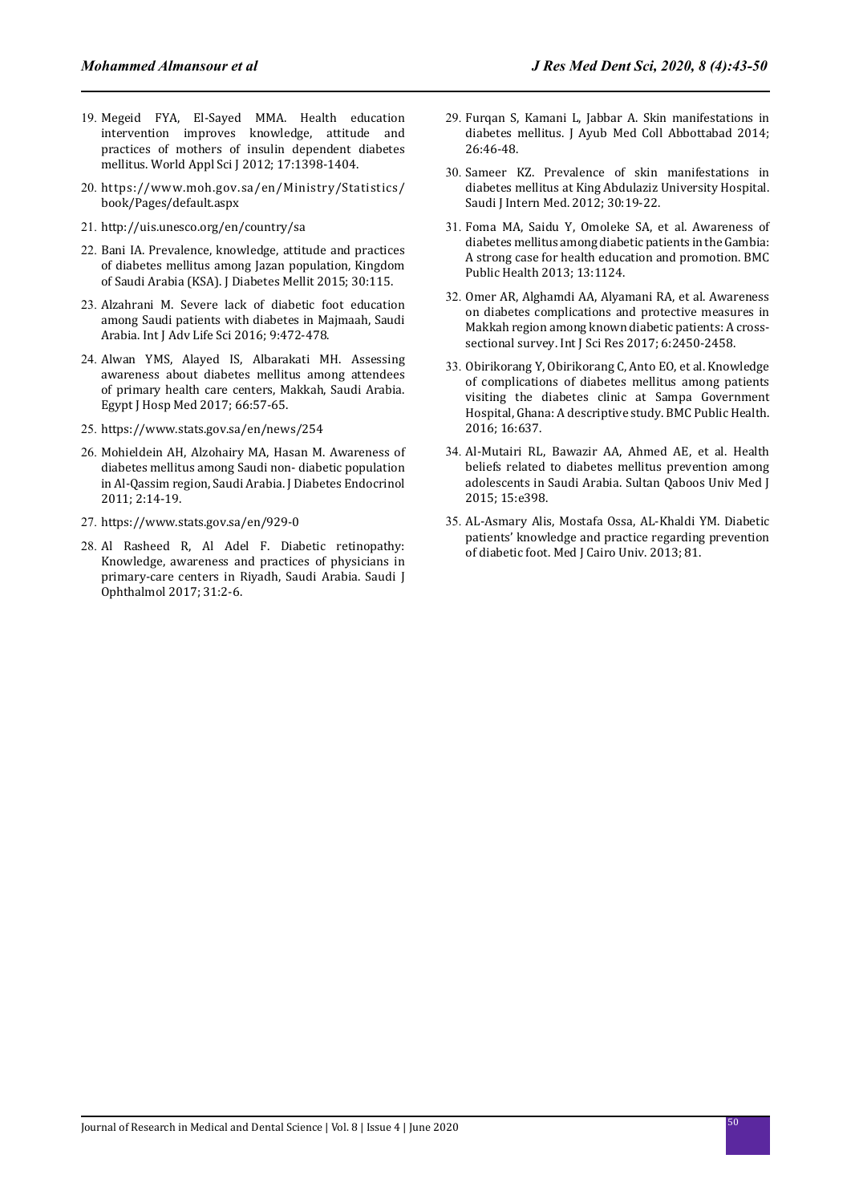19. Megeid FYA, El-Sayed MMA. Health education intervention improves knowledge, attitude and practices of mothers of insulin dependent diabetes mellitus. World Appl Sci J 2012; 17:1398-1404.
20. https://www.moh.gov.sa/en/Ministry/Statistics/book/Pages/default.aspx
21. http://uis.unesco.org/en/country/sa
22. Bani IA. Prevalence, knowledge, attitude and practices of diabetes mellitus among Jazan population, Kingdom of Saudi Arabia (KSA). J Diabetes Mellit 2015; 30:115.
23. Alzahrani M. Severe lack of diabetic foot education among Saudi patients with diabetes in Majmaah, Saudi Arabia. Int J Adv Life Sci 2016; 9:472-478.
24. Alwan YMS, Alayed IS, Albarakati MH. Assessing awareness about diabetes mellitus among attendees of primary health care centers, Makkah, Saudi Arabia. Egypt J Hosp Med 2017; 66:57-65.
25. https://www.stats.gov.sa/en/news/254
26. Mohieldein AH, Alzohairy MA, Hasan M. Awareness of diabetes mellitus among Saudi non- diabetic population in Al-Qassim region, Saudi Arabia. J Diabetes Endocrinol 2011; 2:14-19.
27. https://www.stats.gov.sa/en/929-0
28. Al Rasheed R, Al Adel F. Diabetic retinopathy: Knowledge, awareness and practices of physicians in primary-care centers in Riyadh, Saudi Arabia. Saudi J Ophthalmol 2017; 31:2-6.
29. Furqan S, Kamani L, Jabbar A. Skin manifestations in diabetes mellitus. J Ayub Med Coll Abbottabad 2014; 26:46-48.
30. Sameer KZ. Prevalence of skin manifestations in diabetes mellitus at King Abdulaziz University Hospital. Saudi J Intern Med. 2012; 30:19-22.
31. Foma MA, Saidu Y, Omoleke SA, et al. Awareness of diabetes mellitus among diabetic patients in the Gambia: A strong case for health education and promotion. BMC Public Health 2013; 13:1124.
32. Omer AR, Alghamdi AA, Alyamani RA, et al. Awareness on diabetes complications and protective measures in Makkah region among known diabetic patients: A cross-sectional survey. Int J Sci Res 2017; 6:2450-2458.
33. Obirikorang Y, Obirikorang C, Anto EO, et al. Knowledge of complications of diabetes mellitus among patients visiting the diabetes clinic at Sampa Government Hospital, Ghana: A descriptive study. BMC Public Health. 2016; 16:637.
34. Al-Mutairi RL, Bawazir AA, Ahmed AE, et al. Health beliefs related to diabetes mellitus prevention among adolescents in Saudi Arabia. Sultan Qaboos Univ Med J 2015; 15:e398.
35. AL-Asmary Alis, Mostafa Ossa, AL-Khaldi YM. Diabetic patients' knowledge and practice regarding prevention of diabetic foot. Med J Cairo Univ. 2013; 81.